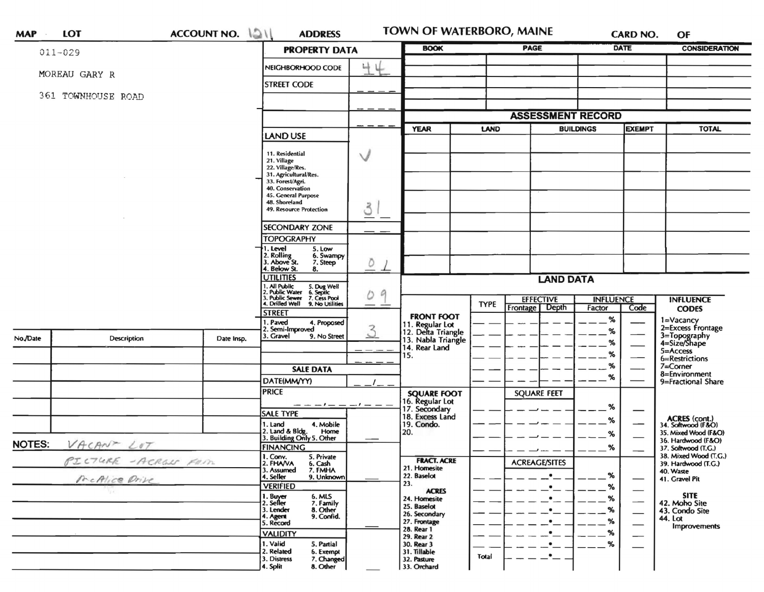**MAP** **LOT** **ACCOUNT NO.** 1211 **ADDRESS** **TOWN OF WATERBORO, MAINE** **CARD NO.** **OF**

011-029

MOREAU GARY R

361 TOWNHOUSE ROAD

## PROPERTY DATA

| | |
|---|---|
| NEIGHBORHOOD CODE | 44 |
| STREET CODE | |
| | |
| | |
| LAND USE | |
| 11. Residential<br>21. Village<br>22. Village/Res.<br>31. Agricultural/Res.<br>33. Forest/Agri.<br>40. Conservation<br>45. General Purpose<br>48. Shoreland<br>49. Resource Protection | ✓<br>31 |
| SECONDARY ZONE | |
| TOPOGRAPHY<br>1. Level 5. Low<br>2. Rolling 6. Swampy<br>3. Above St. 7. Steep<br>4. Below St. 8. | 0 1 |
| UTILITIES<br>1. All Public 5. Dug Well<br>2. Public Water 6. Septic<br>3. Public Sewer 7. Cess Pool<br>4. Drilled Well 9. No Utilities | 0 9 |
| STREET<br>1. Paved 4. Proposed<br>2. Semi-Improved<br>3. Gravel 9. No Street | 3 |
| | |
| | |

## SALE DATA

| | |
|---|---|
| DATE(MM/YY) | / |
| PRICE | |
| SALE TYPE<br>1. Land 4. Mobile Home<br>2. Land & Bldg. 5. Other<br>3. Building Only | |
| FINANCING<br>1. Conv. 5. Private<br>2. FHA/VA 6. Cash<br>3. Assumed 7. FMHA<br>4. Seller 9. Unknown | |
| VERIFIED<br>1. Buyer 6. MLS<br>2. Seller 7. Family<br>3. Lender 8. Other<br>4. Agent 9. Confid.<br>5. Record | |
| VALIDITY<br>1. Valid 5. Partial<br>2. Related 6. Exempt<br>3. Distress 7. Changed<br>4. Split 8. Other | |

| BOOK | PAGE | DATE | CONSIDERATION |
|---|---|---|---|
| | | | |
| | | | |
| | | | |
| | | | |

## ASSESSMENT RECORD

| YEAR | LAND | BUILDINGS | EXEMPT | TOTAL |
|---|---|---|---|---|
| | | | | |
| | | | | |
| | | | | |
| | | | | |
| | | | | |
| | | | | |
| | | | | |

## LAND DATA

| | TYPE | EFFECTIVE Frontage | EFFECTIVE Depth | INFLUENCE Factor | INFLUENCE Code |
|---|---|---|---|---|---|
| **FRONT FOOT** | | | | | |
| 11. Regular Lot | | | | % | |
| 12. Delta Triangle | | | | % | |
| 13. Nabla Triangle | | | | % | |
| 14. Rear Land | | | | % | |
| 15. | | | | % | |
| | | | | % | |
| **SQUARE FOOT** | | SQUARE FEET | | | |
| 16. Regular Lot | | | | % | |
| 17. Secondary | | | | % | |
| 18. Excess Land | | | | % | |
| 19. Condo. | | | | % | |
| 20. | | | | | |
| **FRACT. ACRE** | | ACREAGE/SITES | | | |
| 21. Homesite | | | | % | |
| 22. Baselot | | | | % | |
| 23. | | | | % | |
| **ACRES** | | | | | |
| 24. Homesite | | | | % | |
| 25. Baselot | | | | % | |
| 26. Secondary | | | | % | |
| 27. Frontage | | | | % | |
| 28. Rear 1 | | | | % | |
| 29. Rear 2 | | | | % | |
| 30. Rear 3 | | | | | |
| 31. Tillable | | | | | |
| 32. Pasture | Total | | | | |
| 33. Orchard | | | | | |

**INFLUENCE CODES**
1=Vacancy
2=Excess Frontage
3=Topography
4=Size/Shape
5=Access
6=Restrictions
7=Corner
8=Environment
9=Fractional Share

**ACRES (cont.)**
34. Softwood (F&O)
35. Mixed Wood (F&O)
36. Hardwood (F&O)
37. Softwood (T.G.)
38. Mixed Wood (T.G.)
39. Hardwood (T.G.)
40. Waste
41. Gravel Pit

**SITE**
42. Moho Site
43. Condo Site
44. Lot Improvements

| No./Date | Description | Date Insp. |
|---|---|---|
| | | |
| | | |
| | | |
| | | |
| | | |
| | | |

**NOTES:** VACANT LOT

PICTURE - ACROSS FROM McAlice Drive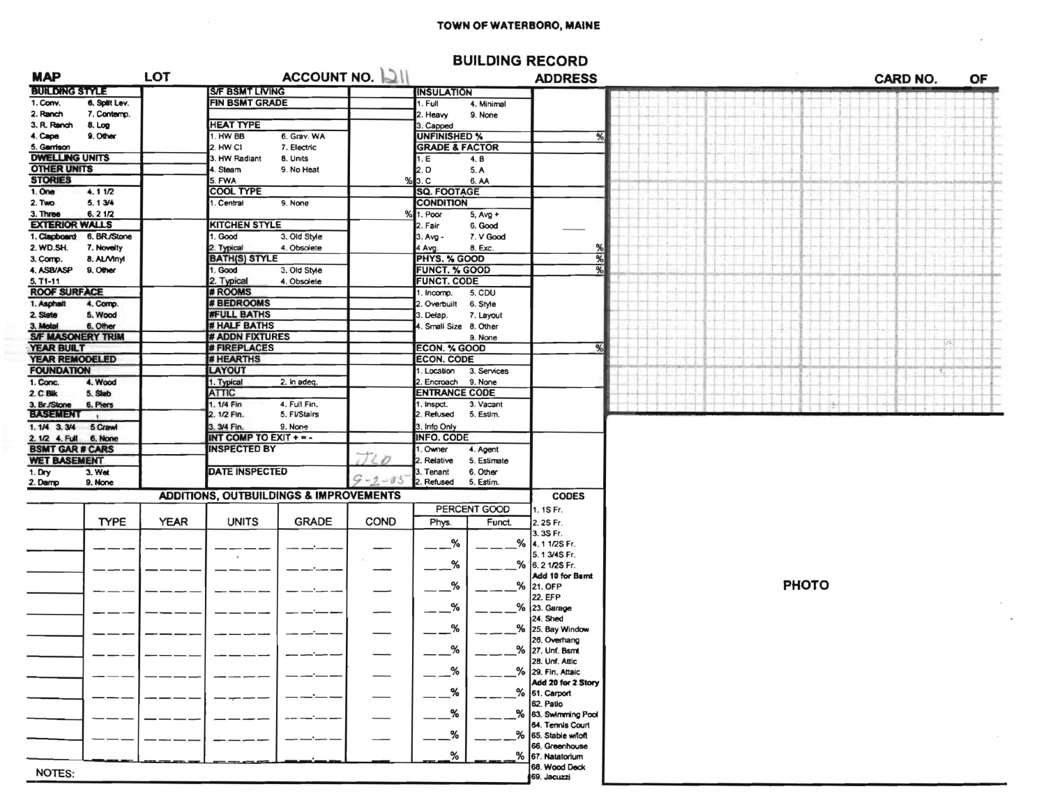# TOWN OF WATERBORO, MAINE

## BUILDING RECORD

**MAP** | **LOT** | **ACCOUNT NO.** 1211 | **ADDRESS** | **CARD NO.** | **OF**

| | | | | | |
|---|---|---|---|---|---|
| **BUILDING STYLE** 1. Conv. 2. Ranch 3. R. Ranch 4. Cape 5. Garrison 6. Split Lev. 7. Contemp. 8. Log 9. Other | | **S/F BSMT LIVING** | | **INSULATION** 1. Full 2. Heavy 3. Capped 4. Minimal 9. None | |
| **DWELLING UNITS** | | **FIN BSMT GRADE** | | **UNFINISHED %** | % |
| **OTHER UNITS** | | **HEAT TYPE** 1. HW BB 2. HW CI 3. HW Radiant 4. Steam 5. FWA 6. Grav. WA 7. Electric 8. Units 9. No Heat | % | **GRADE & FACTOR** 1. E 2. D 3. C 4. B 5. A 6. AA | |
| **STORIES** 1. One 2. Two 3. Three 4. 1 1/2 5. 1 3/4 6. 2 1/2 | | **COOL TYPE** 1. Central 9. None | % | **SQ. FOOTAGE** | |
| **EXTERIOR WALLS** 1. Clapboard 2. WD.SH. 3. Comp. 4. ASB/ASP 5. T1-11 6. BR./Stone 7. Novelty 8. AL/Vinyl 9. Other | | **KITCHEN STYLE** 1. Good 2. Typical 3. Old Style 4. Obsolete | | **CONDITION** 1. Poor 2. Fair 3. Avg - 4 Avg. 5. Avg + 6. Good 7. V Good 8. Exc. | |
| **ROOF SURFACE** 1. Asphalt 2. Slate 3. Metal 4. Comp. 5. Wood 6. Other | | **BATH(S) STYLE** 1. Good 2. Typical 3. Old Style 4. Obsolete | | **PHYS. % GOOD** | % |
| **S/F MASONERY TRIM** | | **# ROOMS** | | **FUNCT. % GOOD** | % |
| **YEAR BUILT** | | **# BEDROOMS** | | **FUNCT. CODE** 1. Incomp. 2. Overbuilt 3. Delap. 4. Small Size 5. CDU 6. Style 7. Layout 8. Other 9. None | |
| **YEAR REMODELED** | | **#FULL BATHS** | | **ECON. % GOOD** | % |
| **FOUNDATION** 1. Conc. 2. C Blk 3. Br./Stone 4. Wood 5. Slab 6. Piers | | **# HALF BATHS** | | **ECON. CODE** 1. Location 2. Encroach 3. Services 9. None | |
| **BASEMENT** 1. 1/4 2. 1/2 3. 3/4 4. Full 5 Crawl 6. None | | **# ADDN FIXTURES** | | **ENTRANCE CODE** 1. Inspct. 2. Refused 3. Info Only 3. Vacant 5. Estim. | |
| **BSMT GAR # CARS** | | **# FIREPLACES** | | **INFO. CODE** 1. Owner 2. Relative 3. Tenant 2. Refused 4. Agent 5. Estimate 6. Other 5. Estim. | |
| **WET BASEMENT** 1. Dry 2. Damp 3. Wet 9. None | | **# HEARTHS** | | | |
| | | **LAYOUT** 1. Typical 2. In adeq. | | | |
| | | **ATTIC** 1. 1/4 Fin 2. 1/2 Fin. 3. 3/4 Fin. 4. Full Fin. 5. Fl/Stairs 9. None | | | |
| | | **INT COMP TO EXIT + = -** | | | |
| | | **INSPECTED BY** | JLD | | |
| | | **DATE INSPECTED** | 9-2-05 | | |

## ADDITIONS, OUTBUILDINGS & IMPROVEMENTS

| | TYPE | YEAR | UNITS | GRADE | COND | PERCENT GOOD Phys. | Funct. |
|---|---|---|---|---|---|---|---|
| | | | | | | % | % |
| | | | | | | % | % |
| | | | | | | % | % |
| | | | | | | % | % |
| | | | | | | % | % |
| | | | | | | % | % |
| | | | | | | % | % |
| | | | | | | % | % |
| | | | | | | % | % |
| | | | | | | % | % |
| | | | | | | % | % |

**CODES**
1. 1S Fr.
2. 2S Fr.
3. 3S Fr.
4. 1 1/2S Fr.
5. 1 3/4S Fr.
6. 2 1/2S Fr.

**Add 10 for Bsmt**
21. OFP
22. EFP
23. Garage
24. Shed
25. Bay Window
26. Overhang
27. Unf. Bsmt
28. Unf. Attic
29. Fin. Attaic

**Add 20 for 2 Story**
61. Carport
62. Patio
63. Swimming Pool
64. Tennis Court
65. Stable w/loft
66. Greenhouse
67. Natatorium
68. Wood Deck
69. Jacuzzi

NOTES:

PHOTO